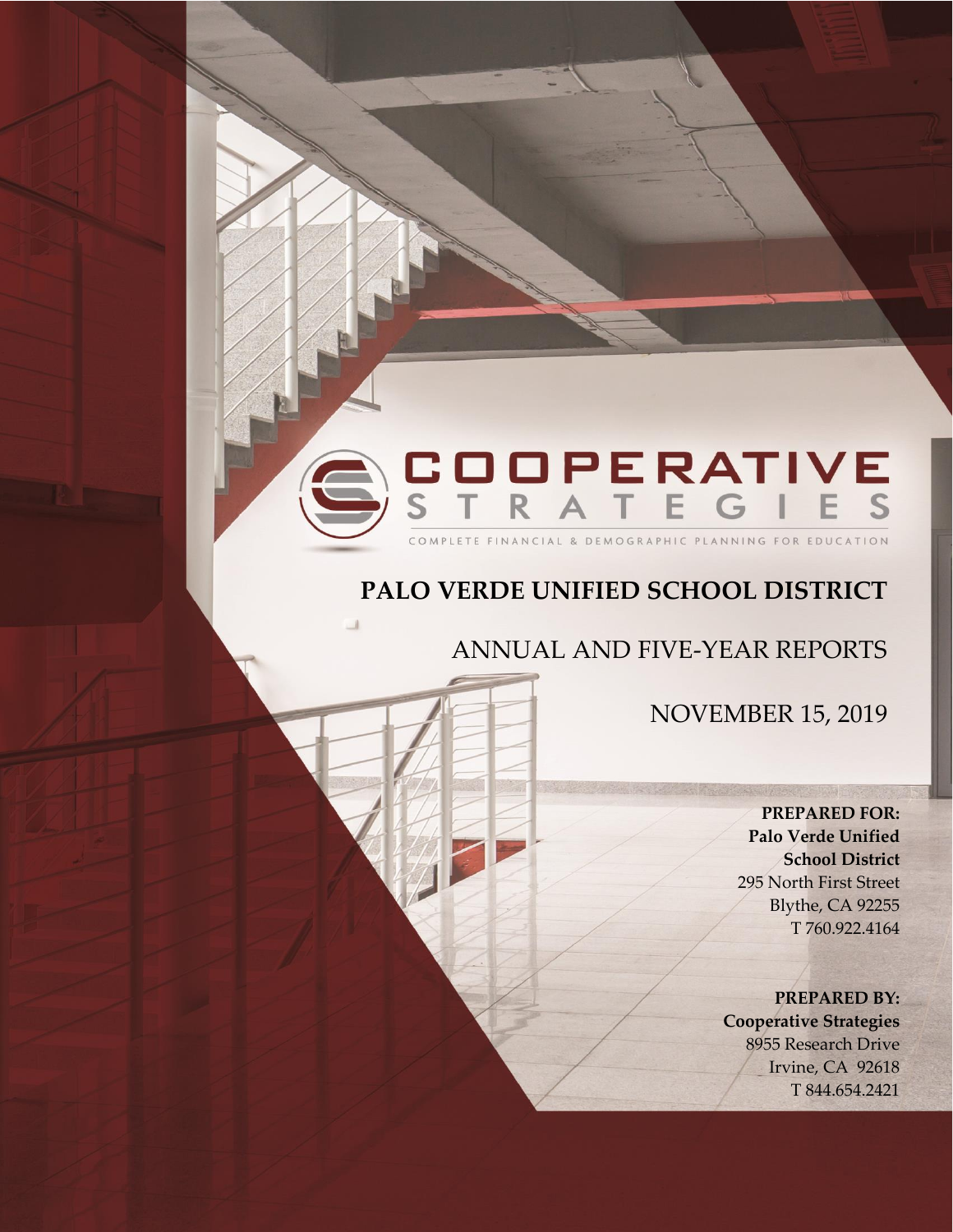COOPERATIVE STRATEGIES

COMPLETE FINANCIAL & DEMOGRAPHIC PLANNING FOR EDUCATION

# PALO VERDE UNIFIED SCHOOL DISTRICT

## ANNUAL AND FIVE-YEAR REPORTS

NOVEMBER 15, 2019

**PREPARED FOR:**
**Palo Verde Unified School District**
295 North First Street
Blythe, CA 92255
T 760.922.4164

**PREPARED BY:**
**Cooperative Strategies**
8955 Research Drive
Irvine, CA 92618
T 844.654.2421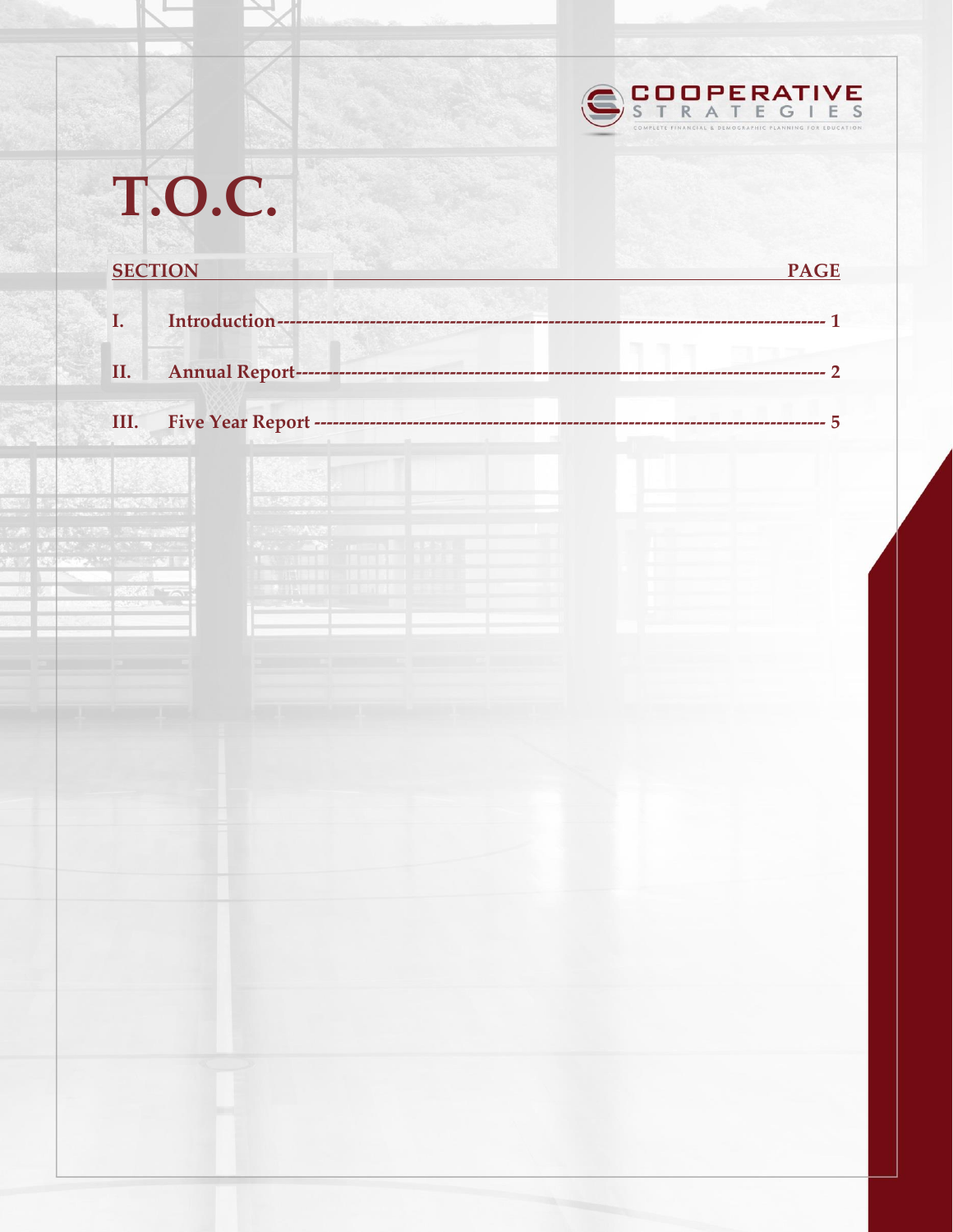COOPERATIVE STRATEGIES
COMPLETE FINANCIAL & DEMOGRAPHIC PLANNING FOR EDUCATION

# T.O.C.

| SECTION | | PAGE |
|---|---|---|
| I. | Introduction | 1 |
| II. | Annual Report | 2 |
| III. | Five Year Report | 5 |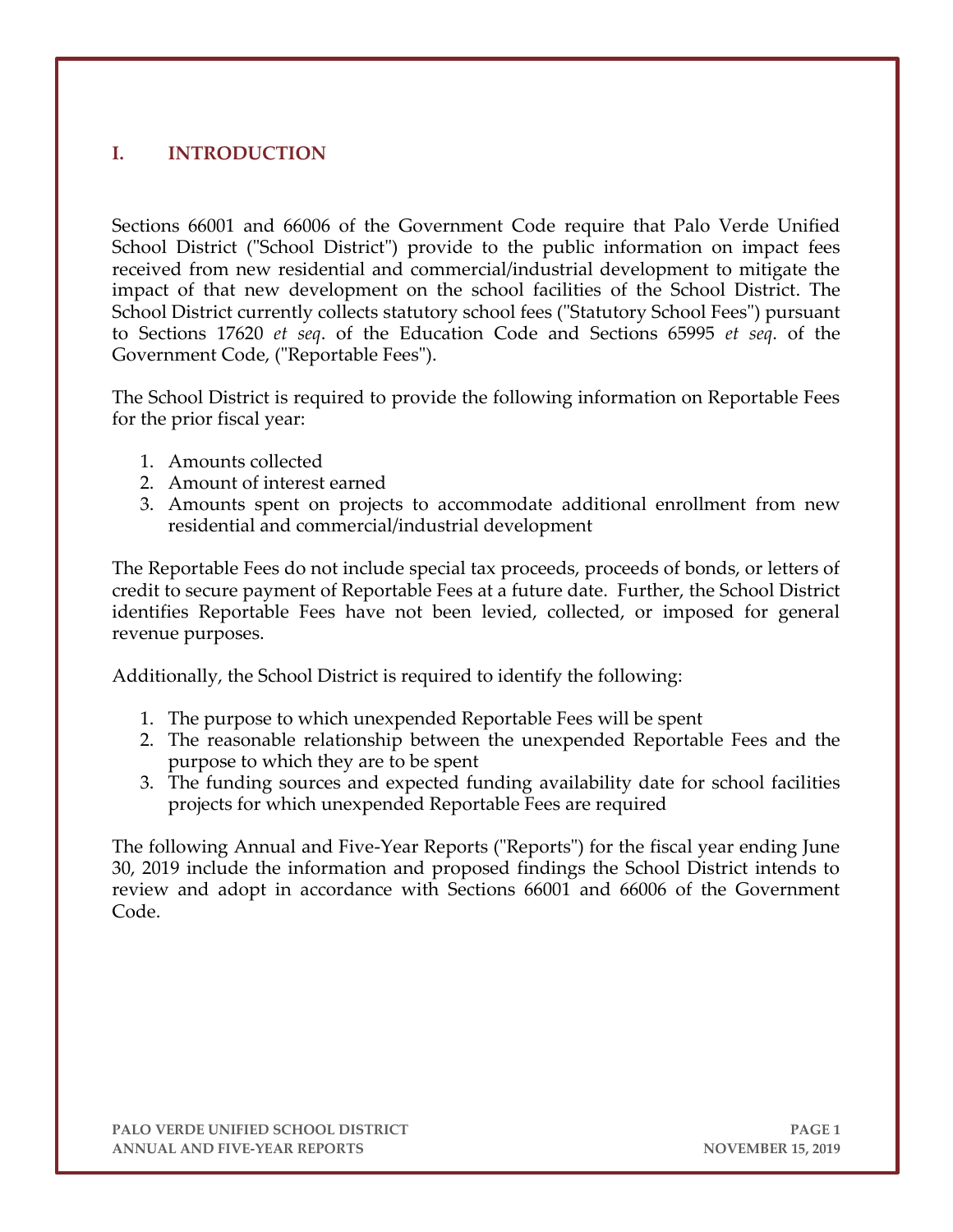## I. INTRODUCTION

Sections 66001 and 66006 of the Government Code require that Palo Verde Unified School District ("School District") provide to the public information on impact fees received from new residential and commercial/industrial development to mitigate the impact of that new development on the school facilities of the School District. The School District currently collects statutory school fees ("Statutory School Fees") pursuant to Sections 17620 *et seq*. of the Education Code and Sections 65995 *et seq*. of the Government Code, ("Reportable Fees").

The School District is required to provide the following information on Reportable Fees for the prior fiscal year:

1. Amounts collected
2. Amount of interest earned
3. Amounts spent on projects to accommodate additional enrollment from new residential and commercial/industrial development

The Reportable Fees do not include special tax proceeds, proceeds of bonds, or letters of credit to secure payment of Reportable Fees at a future date. Further, the School District identifies Reportable Fees have not been levied, collected, or imposed for general revenue purposes.

Additionally, the School District is required to identify the following:

1. The purpose to which unexpended Reportable Fees will be spent
2. The reasonable relationship between the unexpended Reportable Fees and the purpose to which they are to be spent
3. The funding sources and expected funding availability date for school facilities projects for which unexpended Reportable Fees are required

The following Annual and Five-Year Reports ("Reports") for the fiscal year ending June 30, 2019 include the information and proposed findings the School District intends to review and adopt in accordance with Sections 66001 and 66006 of the Government Code.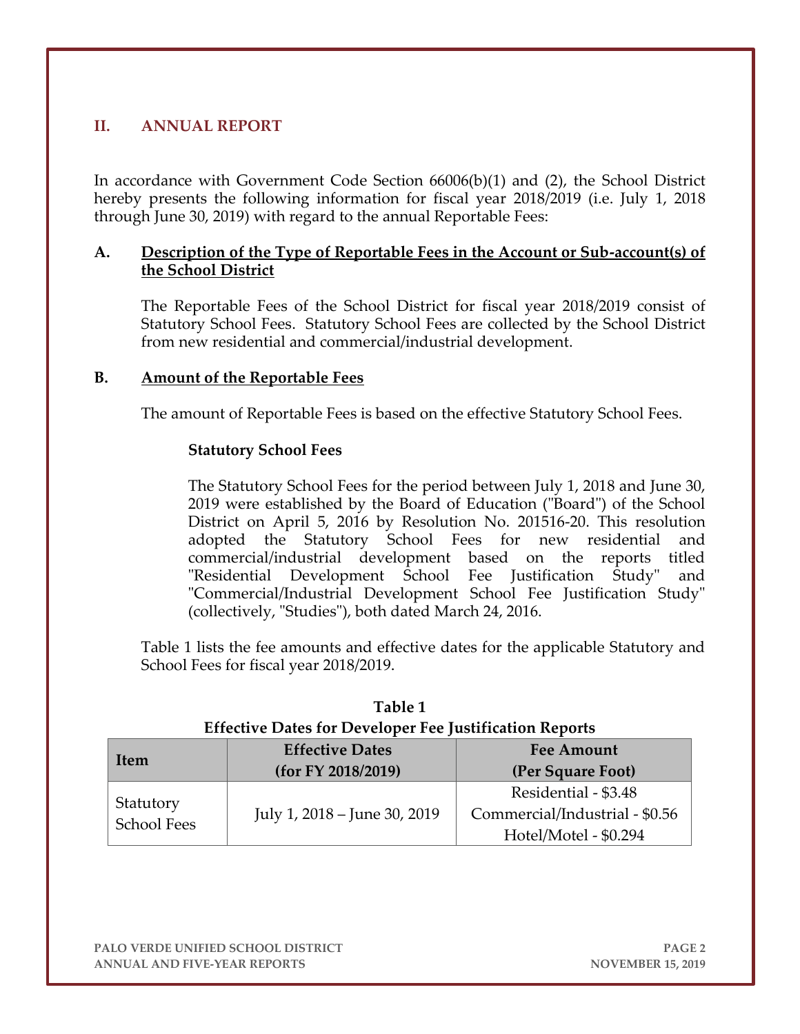## II. ANNUAL REPORT

In accordance with Government Code Section 66006(b)(1) and (2), the School District hereby presents the following information for fiscal year 2018/2019 (i.e. July 1, 2018 through June 30, 2019) with regard to the annual Reportable Fees:

### A. Description of the Type of Reportable Fees in the Account or Sub-account(s) of the School District

The Reportable Fees of the School District for fiscal year 2018/2019 consist of Statutory School Fees. Statutory School Fees are collected by the School District from new residential and commercial/industrial development.

### B. Amount of the Reportable Fees

The amount of Reportable Fees is based on the effective Statutory School Fees.

**Statutory School Fees**

The Statutory School Fees for the period between July 1, 2018 and June 30, 2019 were established by the Board of Education ("Board") of the School District on April 5, 2016 by Resolution No. 201516-20. This resolution adopted the Statutory School Fees for new residential and commercial/industrial development based on the reports titled "Residential Development School Fee Justification Study" and "Commercial/Industrial Development School Fee Justification Study" (collectively, "Studies"), both dated March 24, 2016.

Table 1 lists the fee amounts and effective dates for the applicable Statutory and School Fees for fiscal year 2018/2019.

**Table 1**
**Effective Dates for Developer Fee Justification Reports**

| Item | Effective Dates (for FY 2018/2019) | Fee Amount (Per Square Foot) |
|---|---|---|
| Statutory School Fees | July 1, 2018 – June 30, 2019 | Residential - \$3.48<br>Commercial/Industrial - \$0.56<br>Hotel/Motel - \$0.294 |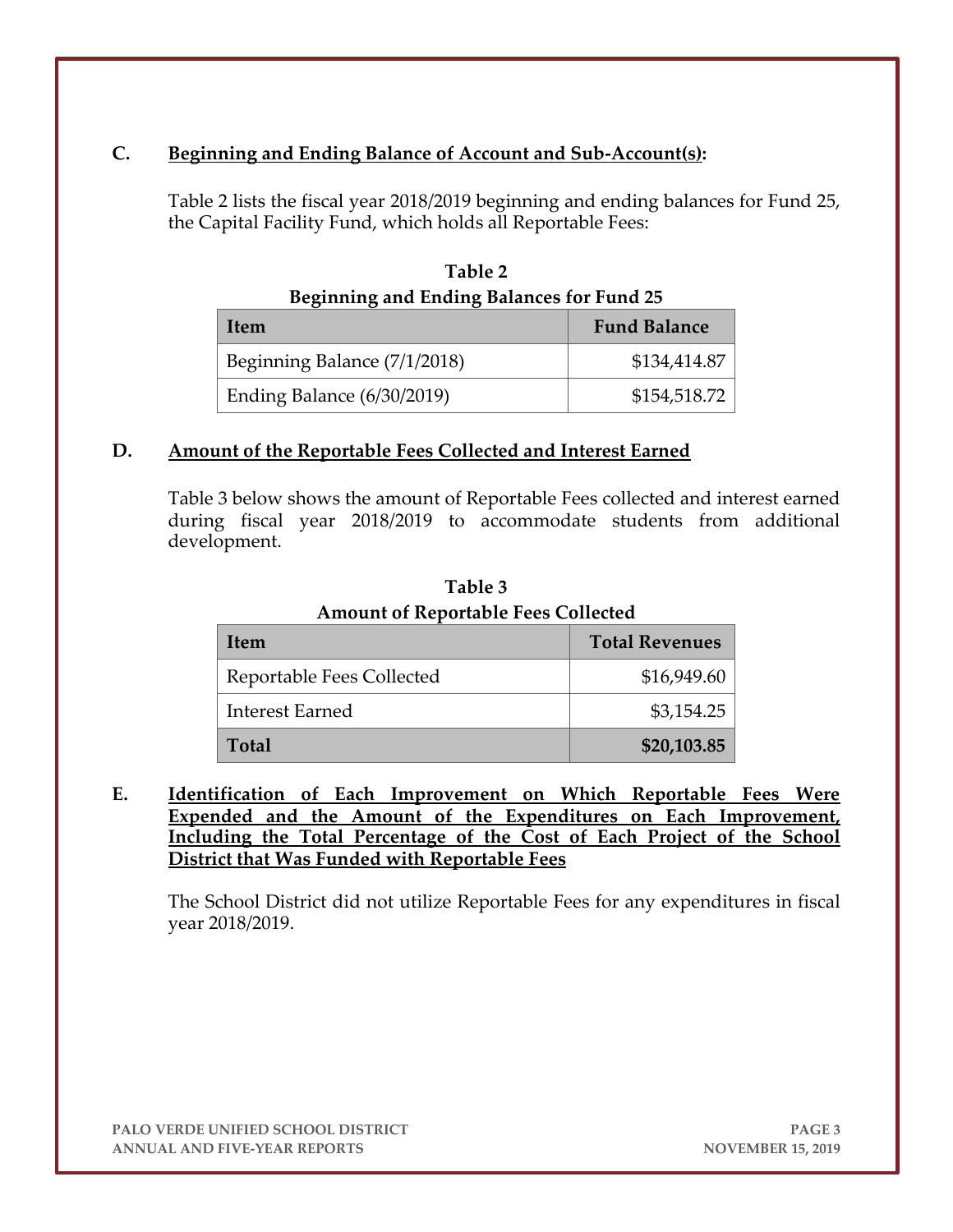## C. Beginning and Ending Balance of Account and Sub-Account(s):

Table 2 lists the fiscal year 2018/2019 beginning and ending balances for Fund 25, the Capital Facility Fund, which holds all Reportable Fees:

**Table 2**
**Beginning and Ending Balances for Fund 25**

| Item | Fund Balance |
|---|---:|
| Beginning Balance (7/1/2018) | $134,414.87 |
| Ending Balance (6/30/2019) | $154,518.72 |

## D. Amount of the Reportable Fees Collected and Interest Earned

Table 3 below shows the amount of Reportable Fees collected and interest earned during fiscal year 2018/2019 to accommodate students from additional development.

**Table 3**
**Amount of Reportable Fees Collected**

| Item | Total Revenues |
|---|---:|
| Reportable Fees Collected | $16,949.60 |
| Interest Earned | $3,154.25 |
| **Total** | **$20,103.85** |

## E. Identification of Each Improvement on Which Reportable Fees Were Expended and the Amount of the Expenditures on Each Improvement, Including the Total Percentage of the Cost of Each Project of the School District that Was Funded with Reportable Fees

The School District did not utilize Reportable Fees for any expenditures in fiscal year 2018/2019.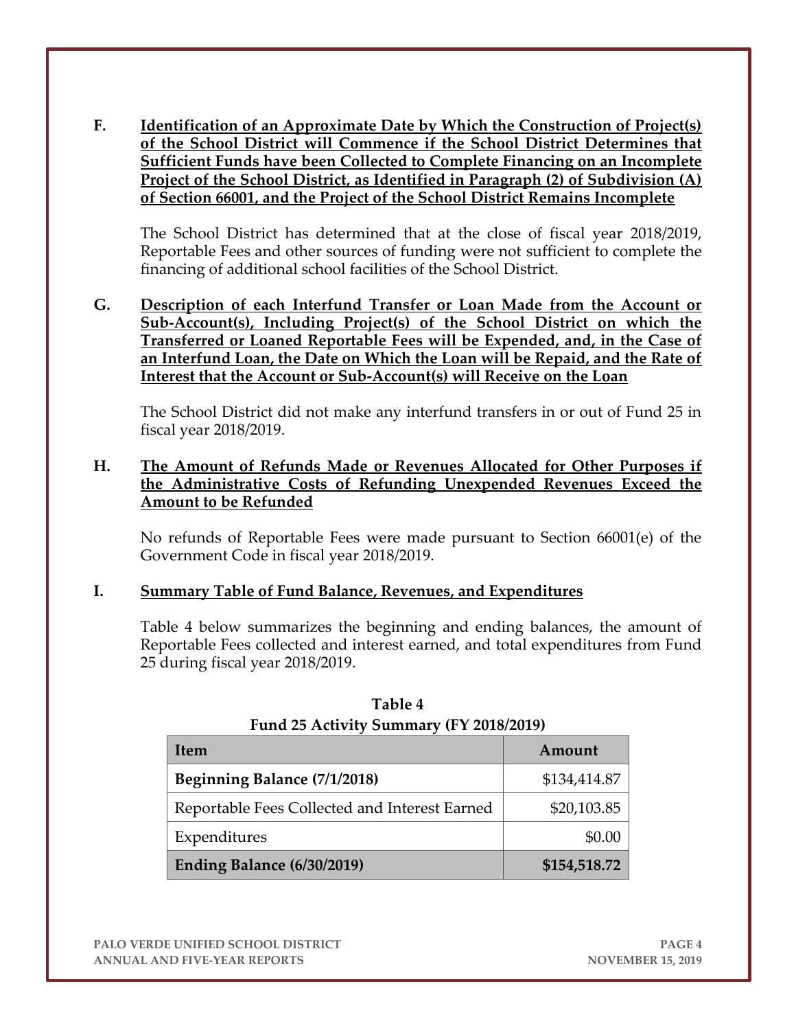**F. Identification of an Approximate Date by Which the Construction of Project(s) of the School District will Commence if the School District Determines that Sufficient Funds have been Collected to Complete Financing on an Incomplete Project of the School District, as Identified in Paragraph (2) of Subdivision (A) of Section 66001, and the Project of the School District Remains Incomplete**

The School District has determined that at the close of fiscal year 2018/2019, Reportable Fees and other sources of funding were not sufficient to complete the financing of additional school facilities of the School District.

**G. Description of each Interfund Transfer or Loan Made from the Account or Sub-Account(s), Including Project(s) of the School District on which the Transferred or Loaned Reportable Fees will be Expended, and, in the Case of an Interfund Loan, the Date on Which the Loan will be Repaid, and the Rate of Interest that the Account or Sub-Account(s) will Receive on the Loan**

The School District did not make any interfund transfers in or out of Fund 25 in fiscal year 2018/2019.

**H. The Amount of Refunds Made or Revenues Allocated for Other Purposes if the Administrative Costs of Refunding Unexpended Revenues Exceed the Amount to be Refunded**

No refunds of Reportable Fees were made pursuant to Section 66001(e) of the Government Code in fiscal year 2018/2019.

**I. Summary Table of Fund Balance, Revenues, and Expenditures**

Table 4 below summarizes the beginning and ending balances, the amount of Reportable Fees collected and interest earned, and total expenditures from Fund 25 during fiscal year 2018/2019.

**Table 4**
**Fund 25 Activity Summary (FY 2018/2019)**

| Item | Amount |
|---|---|
| **Beginning Balance (7/1/2018)** | $134,414.87 |
| Reportable Fees Collected and Interest Earned | $20,103.85 |
| Expenditures | $0.00 |
| **Ending Balance (6/30/2019)** | **$154,518.72** |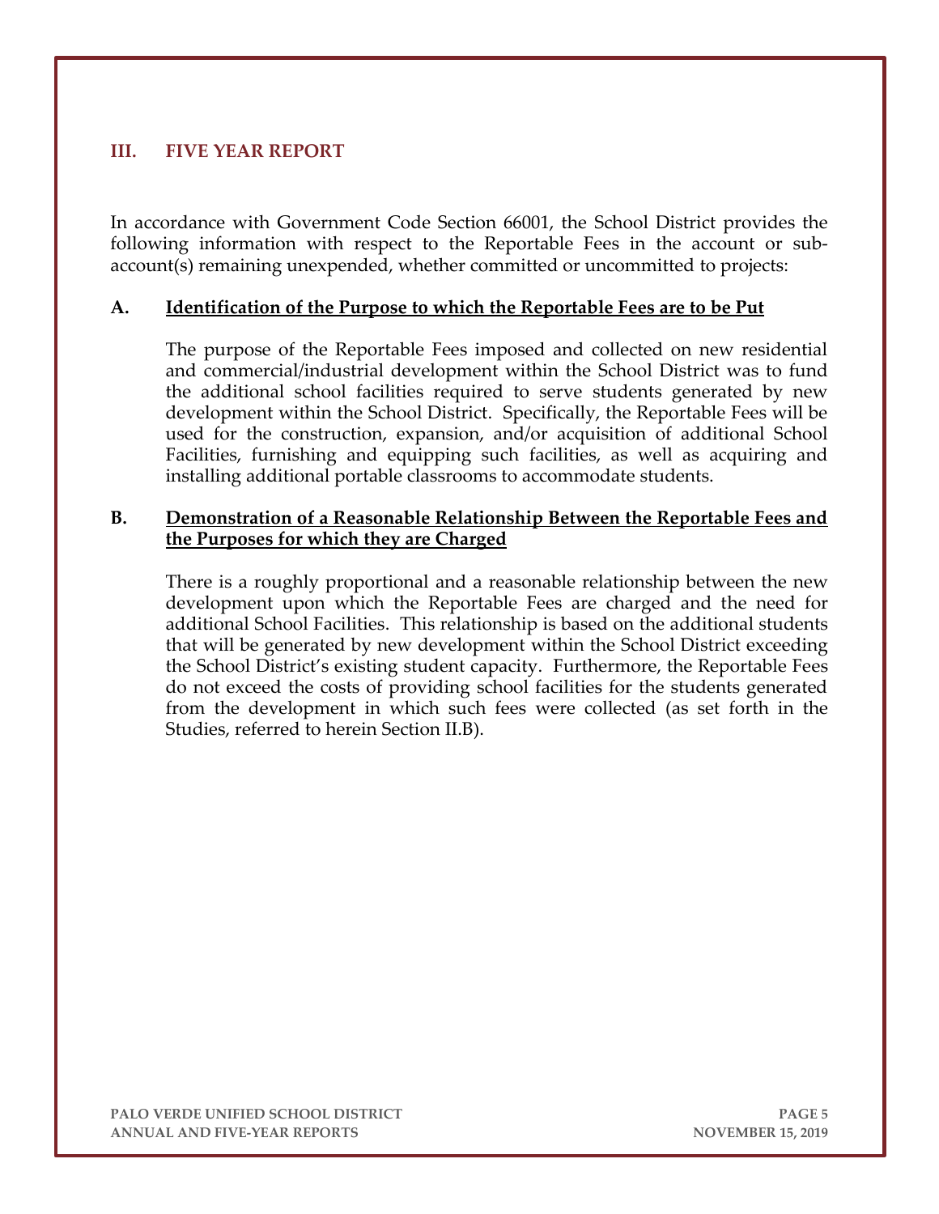## III. FIVE YEAR REPORT

In accordance with Government Code Section 66001, the School District provides the following information with respect to the Reportable Fees in the account or sub-account(s) remaining unexpended, whether committed or uncommitted to projects:

### A. <u>Identification of the Purpose to which the Reportable Fees are to be Put</u>

The purpose of the Reportable Fees imposed and collected on new residential and commercial/industrial development within the School District was to fund the additional school facilities required to serve students generated by new development within the School District. Specifically, the Reportable Fees will be used for the construction, expansion, and/or acquisition of additional School Facilities, furnishing and equipping such facilities, as well as acquiring and installing additional portable classrooms to accommodate students.

### B. <u>Demonstration of a Reasonable Relationship Between the Reportable Fees and the Purposes for which they are Charged</u>

There is a roughly proportional and a reasonable relationship between the new development upon which the Reportable Fees are charged and the need for additional School Facilities. This relationship is based on the additional students that will be generated by new development within the School District exceeding the School District's existing student capacity. Furthermore, the Reportable Fees do not exceed the costs of providing school facilities for the students generated from the development in which such fees were collected (as set forth in the Studies, referred to herein Section II.B).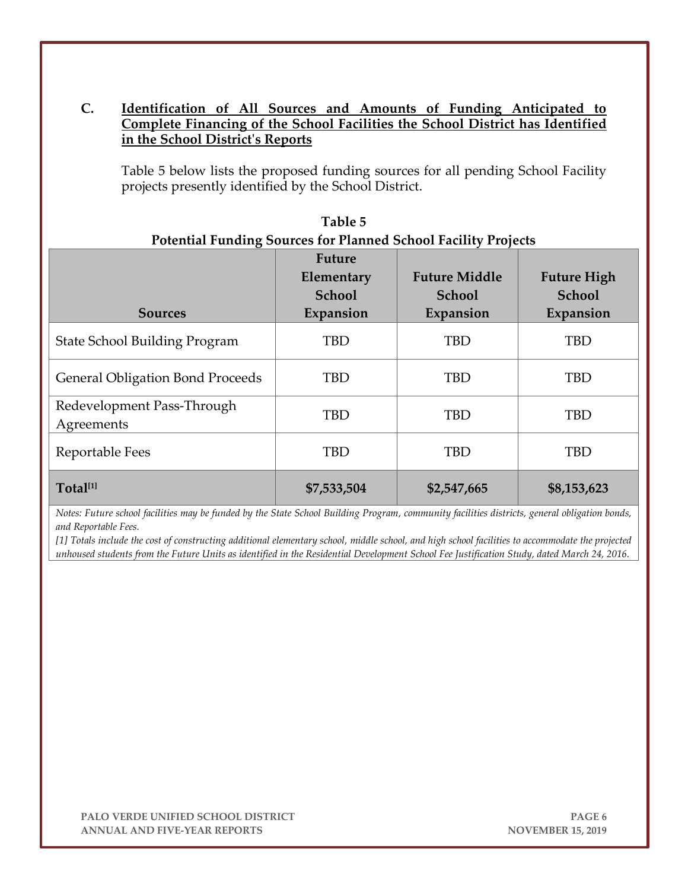### C. Identification of All Sources and Amounts of Funding Anticipated to Complete Financing of the School Facilities the School District has Identified in the School District's Reports

Table 5 below lists the proposed funding sources for all pending School Facility projects presently identified by the School District.

**Table 5**
**Potential Funding Sources for Planned School Facility Projects**

| Sources | Future Elementary School Expansion | Future Middle School Expansion | Future High School Expansion |
|---|---|---|---|
| State School Building Program | TBD | TBD | TBD |
| General Obligation Bond Proceeds | TBD | TBD | TBD |
| Redevelopment Pass-Through Agreements | TBD | TBD | TBD |
| Reportable Fees | TBD | TBD | TBD |
| **Total[1]** | **$7,533,504** | **$2,547,665** | **$8,153,623** |

*Notes: Future school facilities may be funded by the State School Building Program, community facilities districts, general obligation bonds, and Reportable Fees.*

*[1] Totals include the cost of constructing additional elementary school, middle school, and high school facilities to accommodate the projected unhoused students from the Future Units as identified in the Residential Development School Fee Justification Study, dated March 24, 2016.*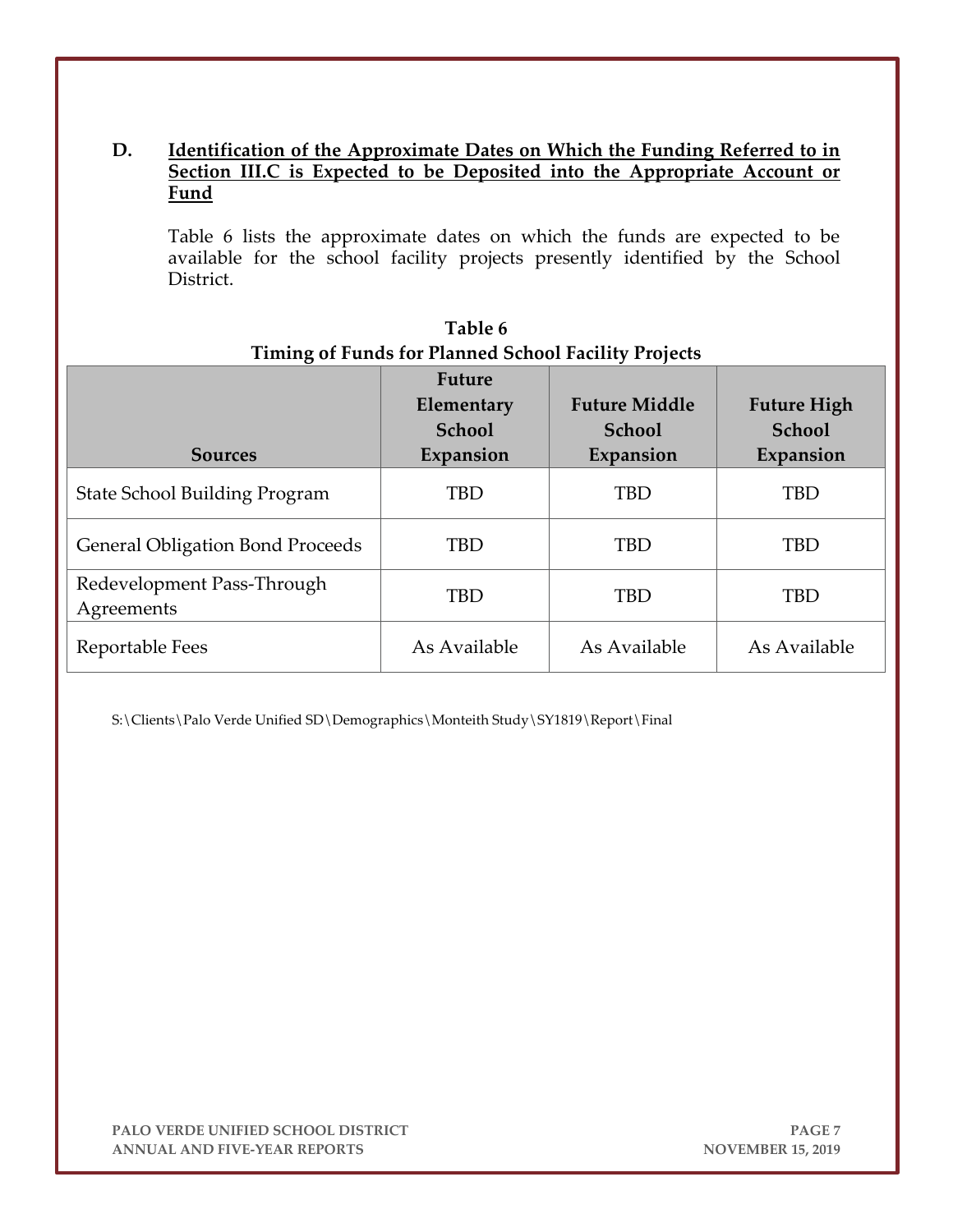## D. Identification of the Approximate Dates on Which the Funding Referred to in Section III.C is Expected to be Deposited into the Appropriate Account or Fund

Table 6 lists the approximate dates on which the funds are expected to be available for the school facility projects presently identified by the School District.

**Table 6**
**Timing of Funds for Planned School Facility Projects**

| Sources | Future Elementary School Expansion | Future Middle School Expansion | Future High School Expansion |
|---|---|---|---|
| State School Building Program | TBD | TBD | TBD |
| General Obligation Bond Proceeds | TBD | TBD | TBD |
| Redevelopment Pass-Through Agreements | TBD | TBD | TBD |
| Reportable Fees | As Available | As Available | As Available |

S:\Clients\Palo Verde Unified SD\Demographics\Monteith Study\SY1819\Report\Final